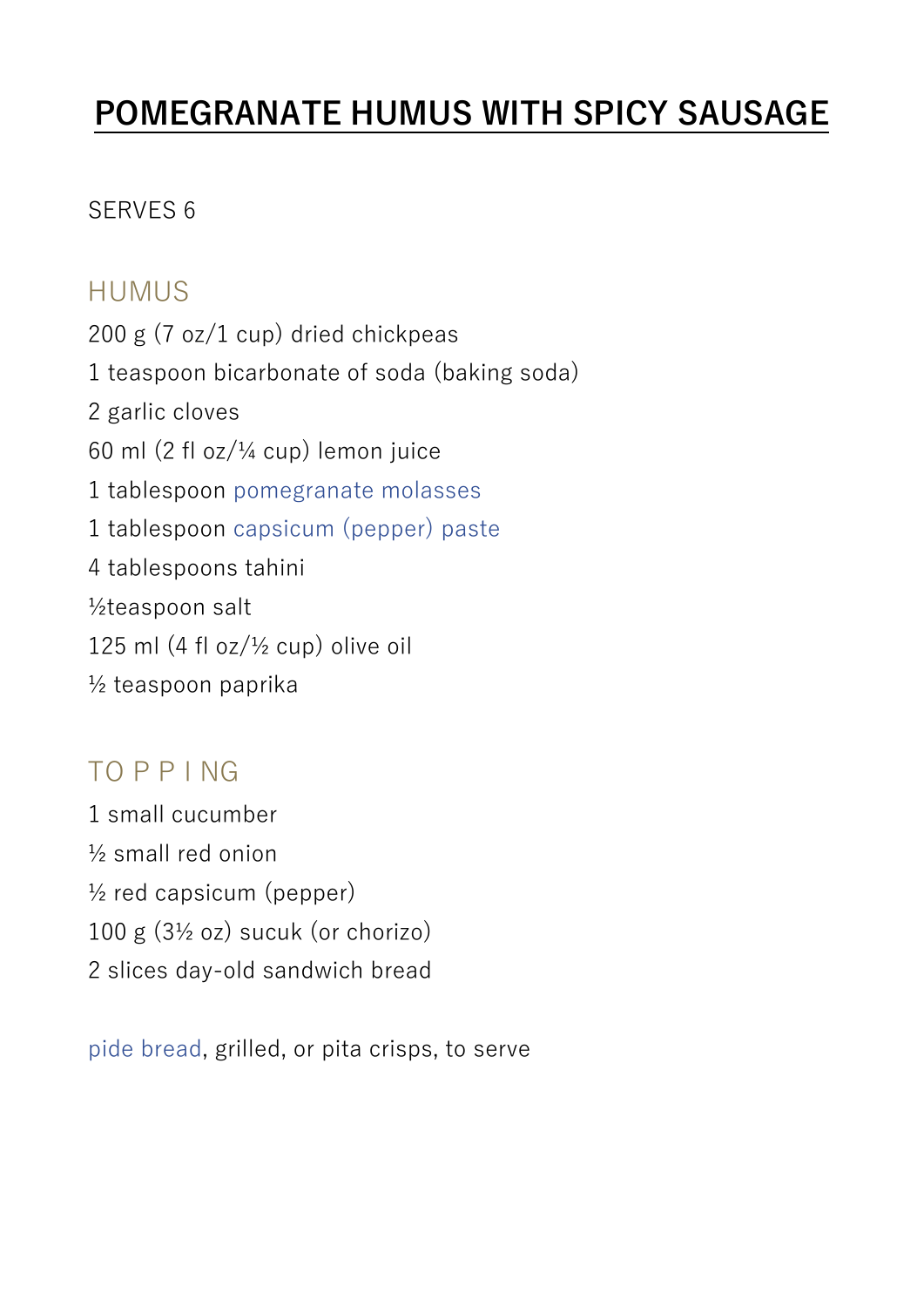# POMEGRANATE HUMUS WITH SPICY SAUSAGE

SERVES 6

## HUMUS

200 g (7 oz/1 cup) dried chickpeas
1 teaspoon bicarbonate of soda (baking soda)
2 garlic cloves
60 ml (2 fl oz/¼ cup) lemon juice
1 tablespoon pomegranate molasses
1 tablespoon capsicum (pepper) paste
4 tablespoons tahini
½teaspoon salt
125 ml (4 fl oz/½ cup) olive oil
½ teaspoon paprika

## TOPPING

1 small cucumber
½ small red onion
½ red capsicum (pepper)
100 g (3½ oz) sucuk (or chorizo)
2 slices day-old sandwich bread

pide bread, grilled, or pita crisps, to serve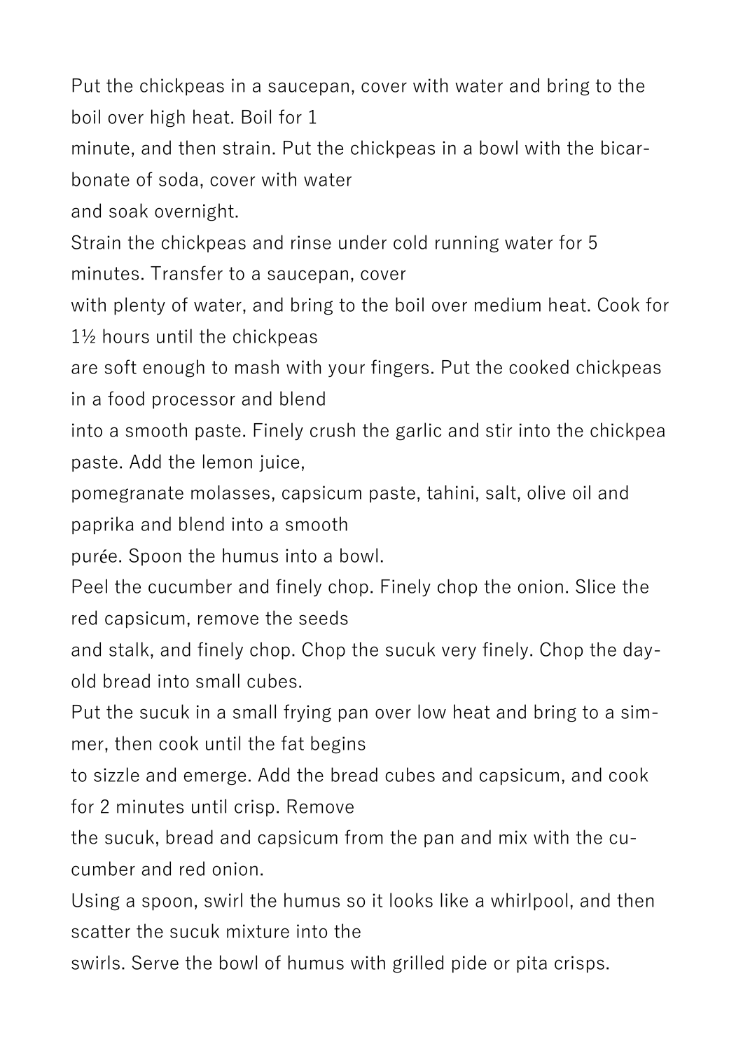Put the chickpeas in a saucepan, cover with water and bring to the boil over high heat. Boil for 1 minute, and then strain. Put the chickpeas in a bowl with the bicarbonate of soda, cover with water and soak overnight.

Strain the chickpeas and rinse under cold running water for 5 minutes. Transfer to a saucepan, cover with plenty of water, and bring to the boil over medium heat. Cook for 1½ hours until the chickpeas are soft enough to mash with your fingers. Put the cooked chickpeas in a food processor and blend into a smooth paste. Finely crush the garlic and stir into the chickpea paste. Add the lemon juice, pomegranate molasses, capsicum paste, tahini, salt, olive oil and paprika and blend into a smooth purée. Spoon the humus into a bowl.

Peel the cucumber and finely chop. Finely chop the onion. Slice the red capsicum, remove the seeds and stalk, and finely chop. Chop the sucuk very finely. Chop the day-old bread into small cubes.

Put the sucuk in a small frying pan over low heat and bring to a simmer, then cook until the fat begins to sizzle and emerge. Add the bread cubes and capsicum, and cook for 2 minutes until crisp. Remove the sucuk, bread and capsicum from the pan and mix with the cucumber and red onion.

Using a spoon, swirl the humus so it looks like a whirlpool, and then scatter the sucuk mixture into the swirls. Serve the bowl of humus with grilled pide or pita crisps.